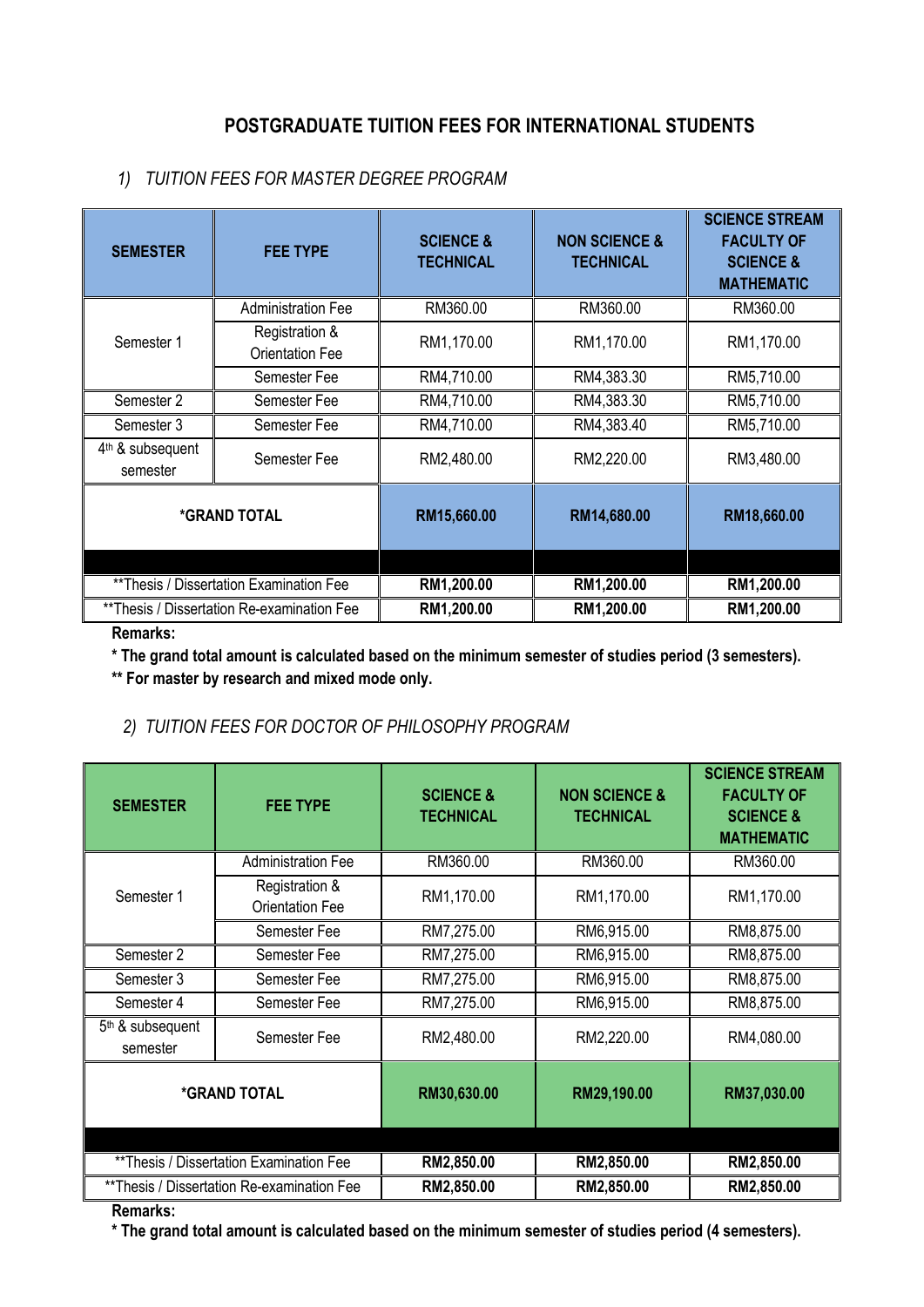# POSTGRADUATE TUITION FEES FOR INTERNATIONAL STUDENTS

## *1) TUITION FEES FOR MASTER DEGREE PROGRAM*

| SEMESTER | FEE TYPE | SCIENCE & TECHNICAL | NON SCIENCE & TECHNICAL | SCIENCE STREAM FACULTY OF SCIENCE & MATHEMATIC |
|---|---|---|---|---|
| Semester 1 | Administration Fee | RM360.00 | RM360.00 | RM360.00 |
| | Registration & Orientation Fee | RM1,170.00 | RM1,170.00 | RM1,170.00 |
| | Semester Fee | RM4,710.00 | RM4,383.30 | RM5,710.00 |
| Semester 2 | Semester Fee | RM4,710.00 | RM4,383.30 | RM5,710.00 |
| Semester 3 | Semester Fee | RM4,710.00 | RM4,383.40 | RM5,710.00 |
| 4th & subsequent semester | Semester Fee | RM2,480.00 | RM2,220.00 | RM3,480.00 |
| ***GRAND TOTAL** | | **RM15,660.00** | **RM14,680.00** | **RM18,660.00** |
| | | | | |
| **Thesis / Dissertation Examination Fee | | **RM1,200.00** | **RM1,200.00** | **RM1,200.00** |
| **Thesis / Dissertation Re-examination Fee | | **RM1,200.00** | **RM1,200.00** | **RM1,200.00** |

**Remarks:**

**\* The grand total amount is calculated based on the minimum semester of studies period (3 semesters).**

**\*\* For master by research and mixed mode only.**

## *2) TUITION FEES FOR DOCTOR OF PHILOSOPHY PROGRAM*

| SEMESTER | FEE TYPE | SCIENCE & TECHNICAL | NON SCIENCE & TECHNICAL | SCIENCE STREAM FACULTY OF SCIENCE & MATHEMATIC |
|---|---|---|---|---|
| Semester 1 | Administration Fee | RM360.00 | RM360.00 | RM360.00 |
| | Registration & Orientation Fee | RM1,170.00 | RM1,170.00 | RM1,170.00 |
| | Semester Fee | RM7,275.00 | RM6,915.00 | RM8,875.00 |
| Semester 2 | Semester Fee | RM7,275.00 | RM6,915.00 | RM8,875.00 |
| Semester 3 | Semester Fee | RM7,275.00 | RM6,915.00 | RM8,875.00 |
| Semester 4 | Semester Fee | RM7,275.00 | RM6,915.00 | RM8,875.00 |
| 5th & subsequent semester | Semester Fee | RM2,480.00 | RM2,220.00 | RM4,080.00 |
| ***GRAND TOTAL** | | **RM30,630.00** | **RM29,190.00** | **RM37,030.00** |
| | | | | |
| **Thesis / Dissertation Examination Fee | | **RM2,850.00** | **RM2,850.00** | **RM2,850.00** |
| **Thesis / Dissertation Re-examination Fee | | **RM2,850.00** | **RM2,850.00** | **RM2,850.00** |

**Remarks:**

**\* The grand total amount is calculated based on the minimum semester of studies period (4 semesters).**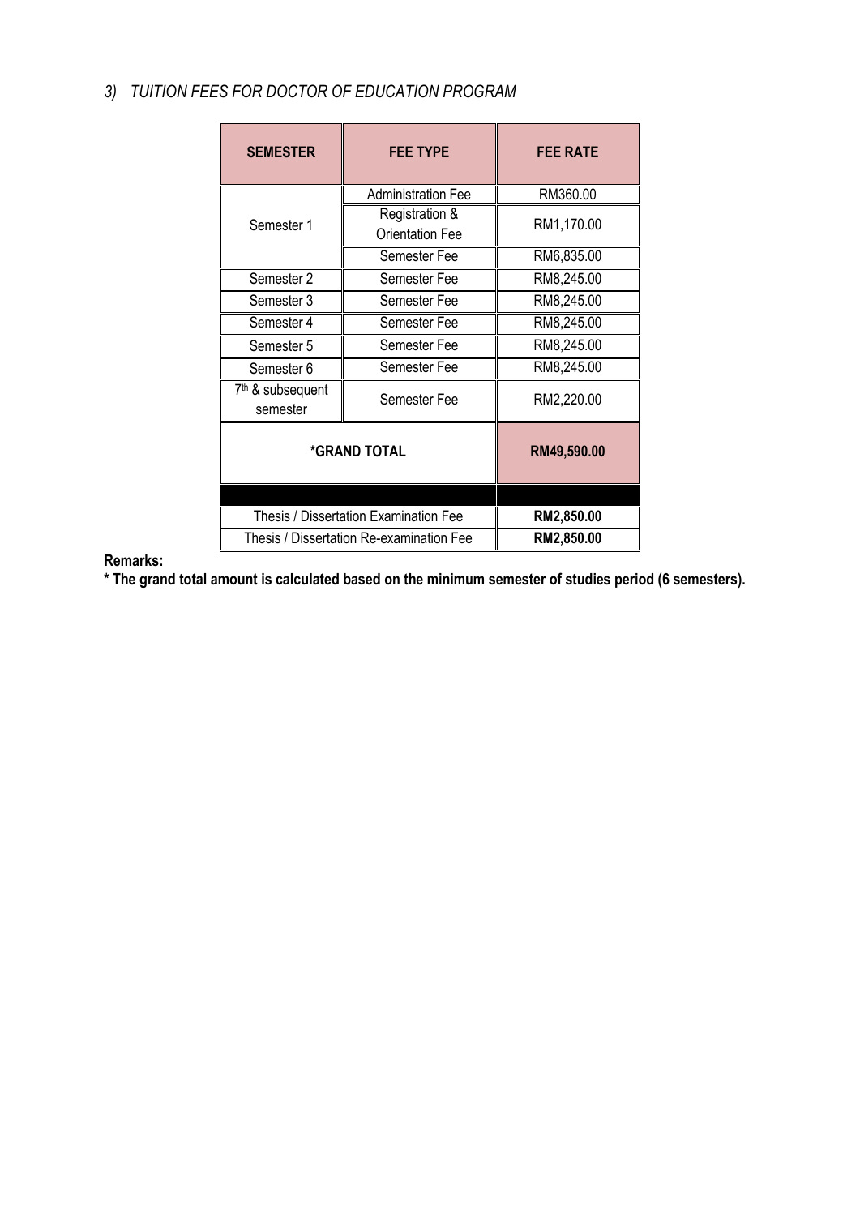*3) TUITION FEES FOR DOCTOR OF EDUCATION PROGRAM*

| SEMESTER | FEE TYPE | FEE RATE |
|---|---|---|
| Semester 1 | Administration Fee | RM360.00 |
| | Registration & Orientation Fee | RM1,170.00 |
| | Semester Fee | RM6,835.00 |
| Semester 2 | Semester Fee | RM8,245.00 |
| Semester 3 | Semester Fee | RM8,245.00 |
| Semester 4 | Semester Fee | RM8,245.00 |
| Semester 5 | Semester Fee | RM8,245.00 |
| Semester 6 | Semester Fee | RM8,245.00 |
| 7th & subsequent semester | Semester Fee | RM2,220.00 |
| **\*GRAND TOTAL** | | **RM49,590.00** |
| | | |
| Thesis / Dissertation Examination Fee | | **RM2,850.00** |
| Thesis / Dissertation Re-examination Fee | | **RM2,850.00** |

**Remarks:**

**\* The grand total amount is calculated based on the minimum semester of studies period (6 semesters).**